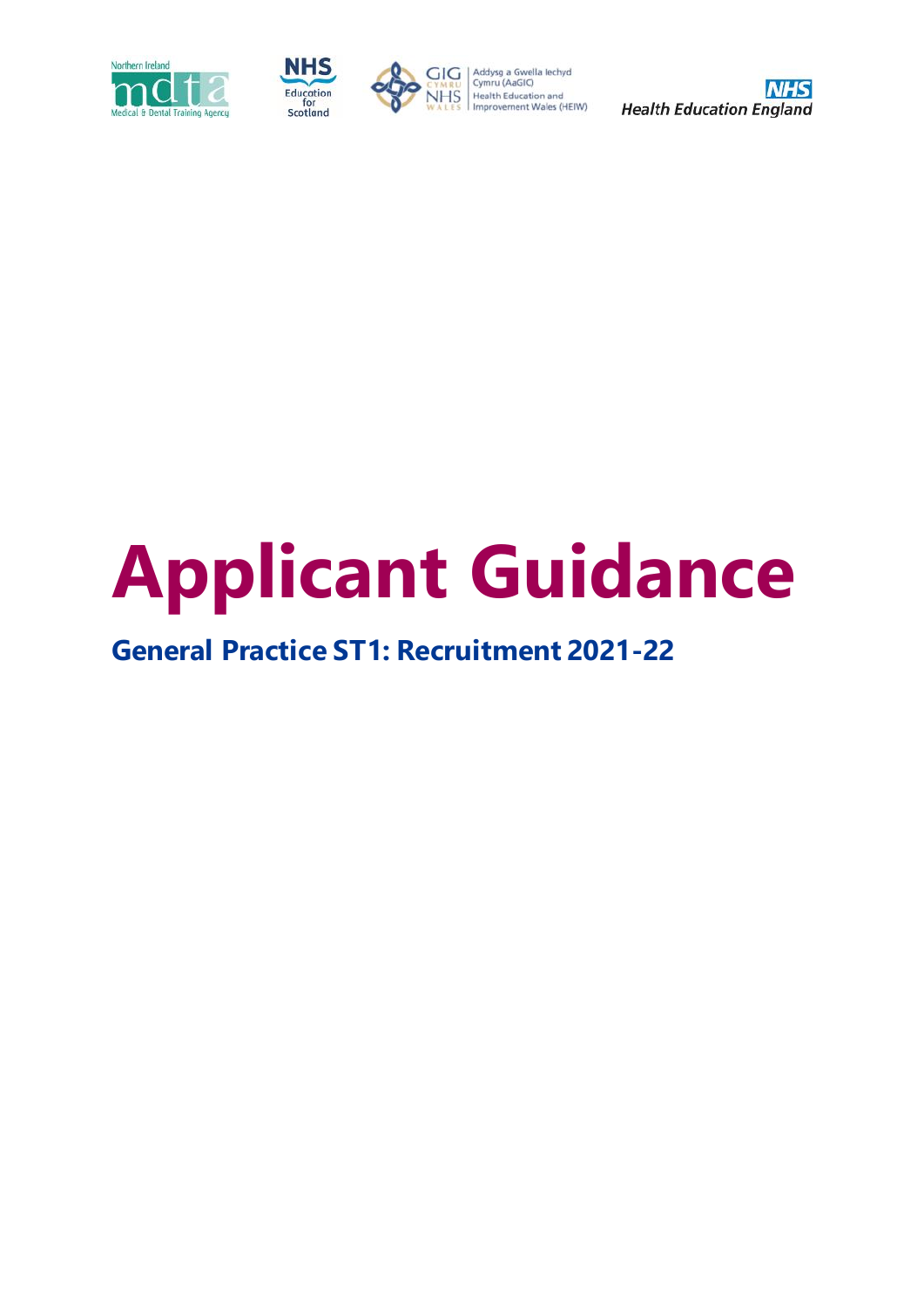Northern Ireland mdta Medical & Dental Training Agency

NHS Education for Scotland

GIG CYMRU NHS WALES Addysg a Gwella Iechyd Cymru (AaGIC) Health Education and Improvement Wales (HEIW)

NHS Health Education England

# Applicant Guidance

## General Practice ST1: Recruitment 2021-22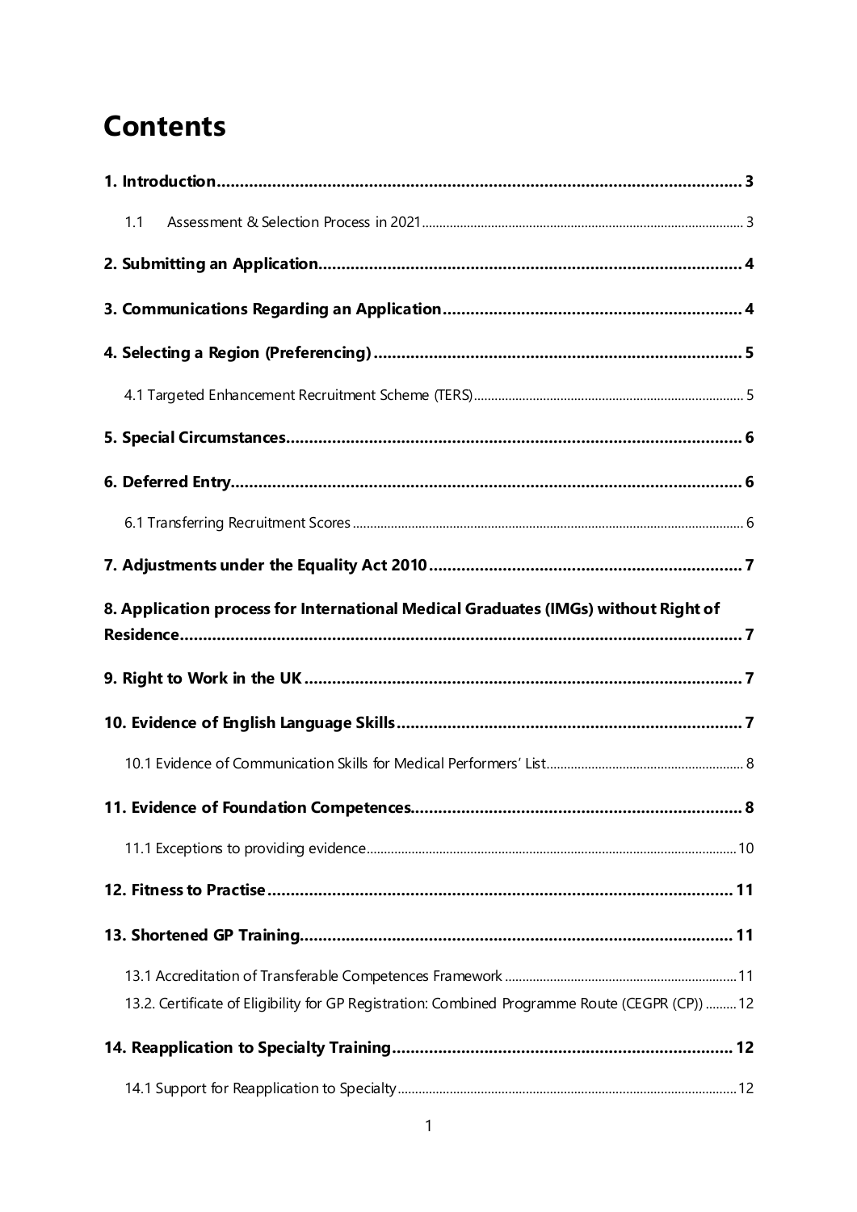# Contents

1. Introduction ........................................................................................................ 3
    1.1 Assessment & Selection Process in 2021 ........................................................... 3
2. Submitting an Application ................................................................................... 4
3. Communications Regarding an Application ....................................................... 4
4. Selecting a Region (Preferencing) ....................................................................... 5
    4.1 Targeted Enhancement Recruitment Scheme (TERS) ........................................... 5
5. Special Circumstances ......................................................................................... 6
6. Deferred Entry ...................................................................................................... 6
    6.1 Transferring Recruitment Scores ...................................................................... 6
7. Adjustments under the Equality Act 2010 .......................................................... 7
8. Application process for International Medical Graduates (IMGs) without Right of Residence ........................................................................................................... 7
9. Right to Work in the UK ....................................................................................... 7
10. Evidence of English Language Skills .................................................................. 7
    10.1 Evidence of Communication Skills for Medical Performers' List ..................... 8
11. Evidence of Foundation Competences ............................................................... 8
    11.1 Exceptions to providing evidence ................................................................. 10
12. Fitness to Practise ............................................................................................ 11
13. Shortened GP Training ..................................................................................... 11
    13.1 Accreditation of Transferable Competences Framework .................................. 11
    13.2. Certificate of Eligibility for GP Registration: Combined Programme Route (CEGPR (CP)) ......... 12
14. Reapplication to Specialty Training .................................................................. 12
    14.1 Support for Reapplication to Specialty ........................................................... 12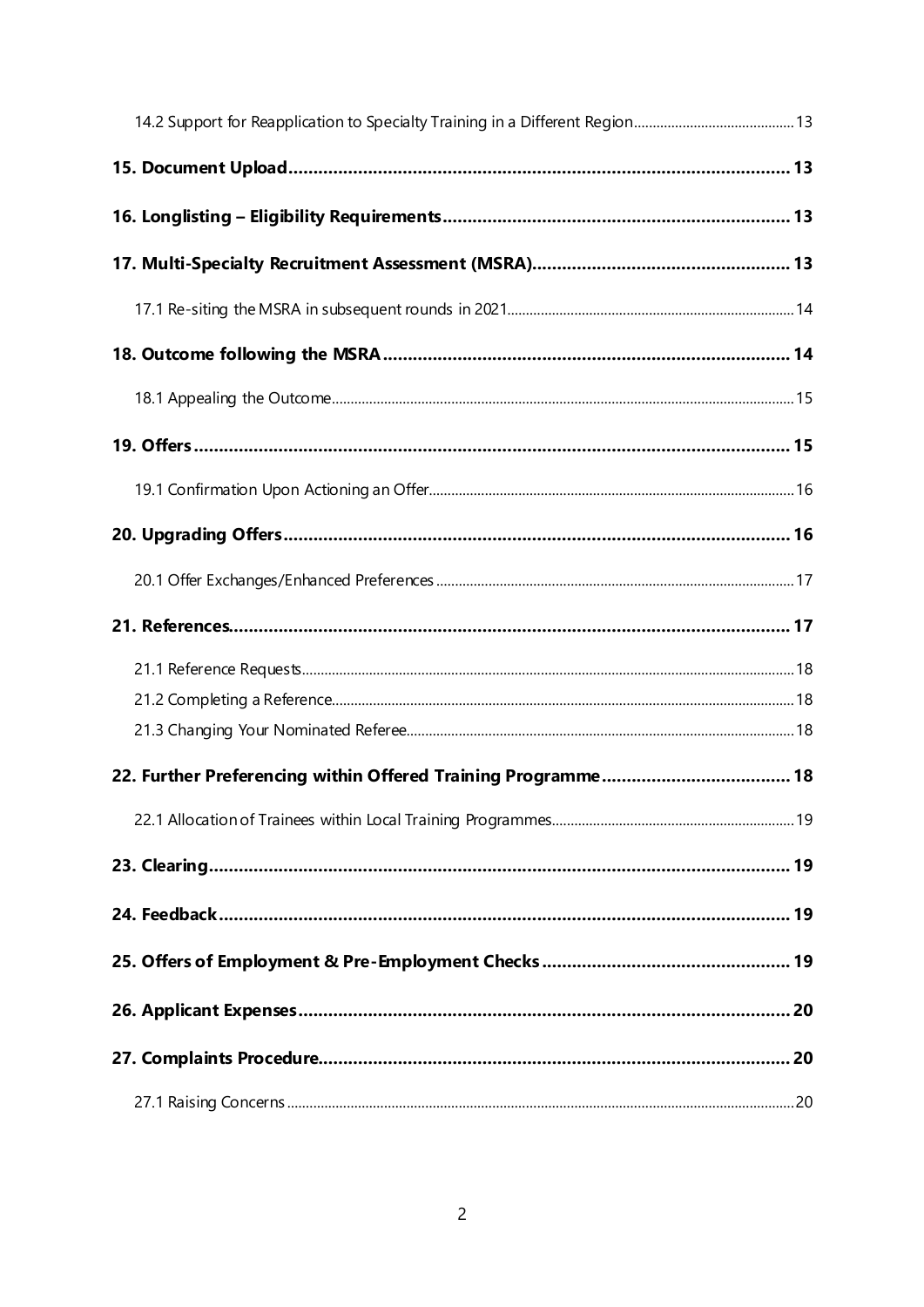14.2 Support for Reapplication to Specialty Training in a Different Region ........ 13

**15. Document Upload ........ 13**

**16. Longlisting – Eligibility Requirements ........ 13**

**17. Multi-Specialty Recruitment Assessment (MSRA) ........ 13**

17.1 Re-siting the MSRA in subsequent rounds in 2021 ........ 14

**18. Outcome following the MSRA ........ 14**

18.1 Appealing the Outcome ........ 15

**19. Offers ........ 15**

19.1 Confirmation Upon Actioning an Offer ........ 16

**20. Upgrading Offers ........ 16**

20.1 Offer Exchanges/Enhanced Preferences ........ 17

**21. References ........ 17**

21.1 Reference Requests ........ 18

21.2 Completing a Reference ........ 18

21.3 Changing Your Nominated Referee ........ 18

**22. Further Preferencing within Offered Training Programme ........ 18**

22.1 Allocation of Trainees within Local Training Programmes ........ 19

**23. Clearing ........ 19**

**24. Feedback ........ 19**

**25. Offers of Employment & Pre-Employment Checks ........ 19**

**26. Applicant Expenses ........ 20**

**27. Complaints Procedure ........ 20**

27.1 Raising Concerns ........ 20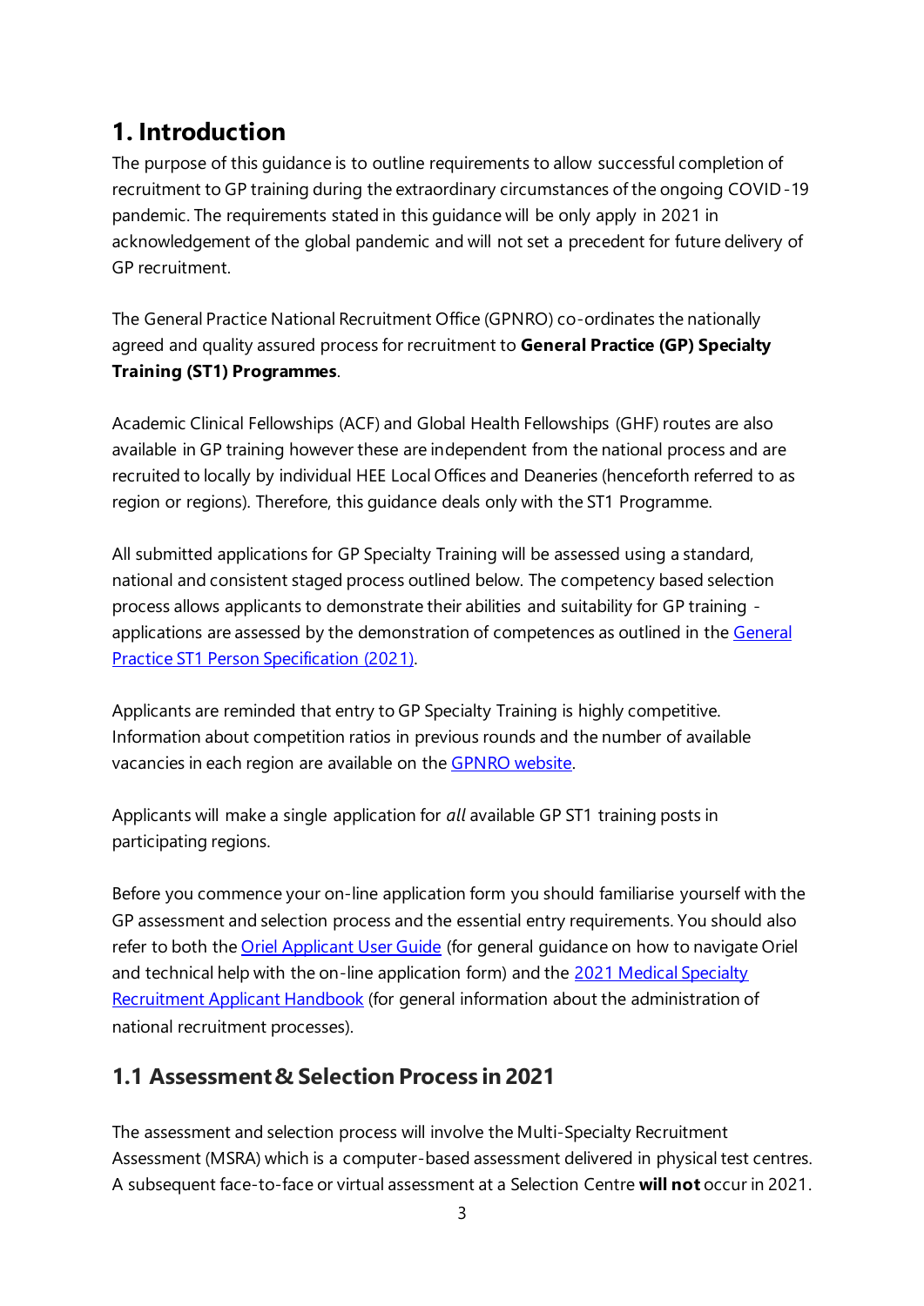# 1. Introduction

The purpose of this guidance is to outline requirements to allow successful completion of recruitment to GP training during the extraordinary circumstances of the ongoing COVID-19 pandemic. The requirements stated in this guidance will be only apply in 2021 in acknowledgement of the global pandemic and will not set a precedent for future delivery of GP recruitment.

The General Practice National Recruitment Office (GPNRO) co-ordinates the nationally agreed and quality assured process for recruitment to **General Practice (GP) Specialty Training (ST1) Programmes**.

Academic Clinical Fellowships (ACF) and Global Health Fellowships (GHF) routes are also available in GP training however these are independent from the national process and are recruited to locally by individual HEE Local Offices and Deaneries (henceforth referred to as region or regions). Therefore, this guidance deals only with the ST1 Programme.

All submitted applications for GP Specialty Training will be assessed using a standard, national and consistent staged process outlined below. The competency based selection process allows applicants to demonstrate their abilities and suitability for GP training - applications are assessed by the demonstration of competences as outlined in the General Practice ST1 Person Specification (2021).

Applicants are reminded that entry to GP Specialty Training is highly competitive. Information about competition ratios in previous rounds and the number of available vacancies in each region are available on the GPNRO website.

Applicants will make a single application for *all* available GP ST1 training posts in participating regions.

Before you commence your on-line application form you should familiarise yourself with the GP assessment and selection process and the essential entry requirements. You should also refer to both the Oriel Applicant User Guide (for general guidance on how to navigate Oriel and technical help with the on-line application form) and the 2021 Medical Specialty Recruitment Applicant Handbook (for general information about the administration of national recruitment processes).

## 1.1 Assessment & Selection Process in 2021

The assessment and selection process will involve the Multi-Specialty Recruitment Assessment (MSRA) which is a computer-based assessment delivered in physical test centres. A subsequent face-to-face or virtual assessment at a Selection Centre **will not** occur in 2021.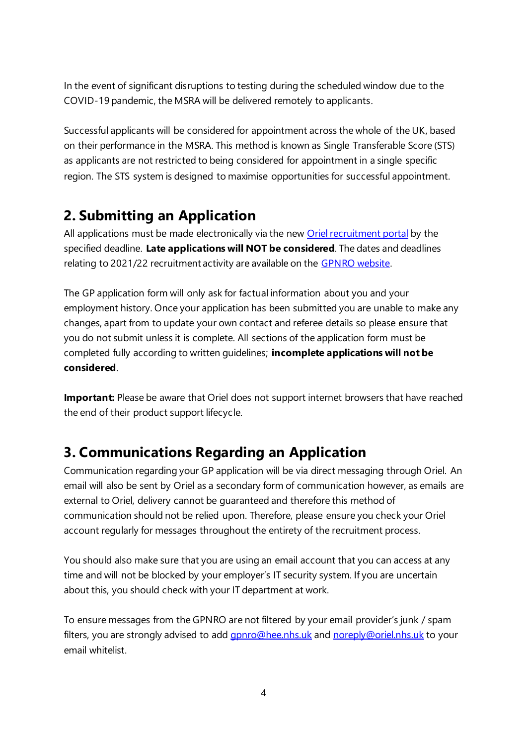In the event of significant disruptions to testing during the scheduled window due to the COVID-19 pandemic, the MSRA will be delivered remotely to applicants.

Successful applicants will be considered for appointment across the whole of the UK, based on their performance in the MSRA. This method is known as Single Transferable Score (STS) as applicants are not restricted to being considered for appointment in a single specific region. The STS system is designed to maximise opportunities for successful appointment.

## 2. Submitting an Application

All applications must be made electronically via the new [Oriel recruitment portal]() by the specified deadline. **Late applications will NOT be considered**. The dates and deadlines relating to 2021/22 recruitment activity are available on the [GPNRO website]().

The GP application form will only ask for factual information about you and your employment history. Once your application has been submitted you are unable to make any changes, apart from to update your own contact and referee details so please ensure that you do not submit unless it is complete. All sections of the application form must be completed fully according to written guidelines; **incomplete applications will not be considered**.

**Important:** Please be aware that Oriel does not support internet browsers that have reached the end of their product support lifecycle.

## 3. Communications Regarding an Application

Communication regarding your GP application will be via direct messaging through Oriel. An email will also be sent by Oriel as a secondary form of communication however, as emails are external to Oriel, delivery cannot be guaranteed and therefore this method of communication should not be relied upon. Therefore, please ensure you check your Oriel account regularly for messages throughout the entirety of the recruitment process.

You should also make sure that you are using an email account that you can access at any time and will not be blocked by your employer's IT security system. If you are uncertain about this, you should check with your IT department at work.

To ensure messages from the GPNRO are not filtered by your email provider's junk / spam filters, you are strongly advised to add gpnro@hee.nhs.uk and noreply@oriel.nhs.uk to your email whitelist.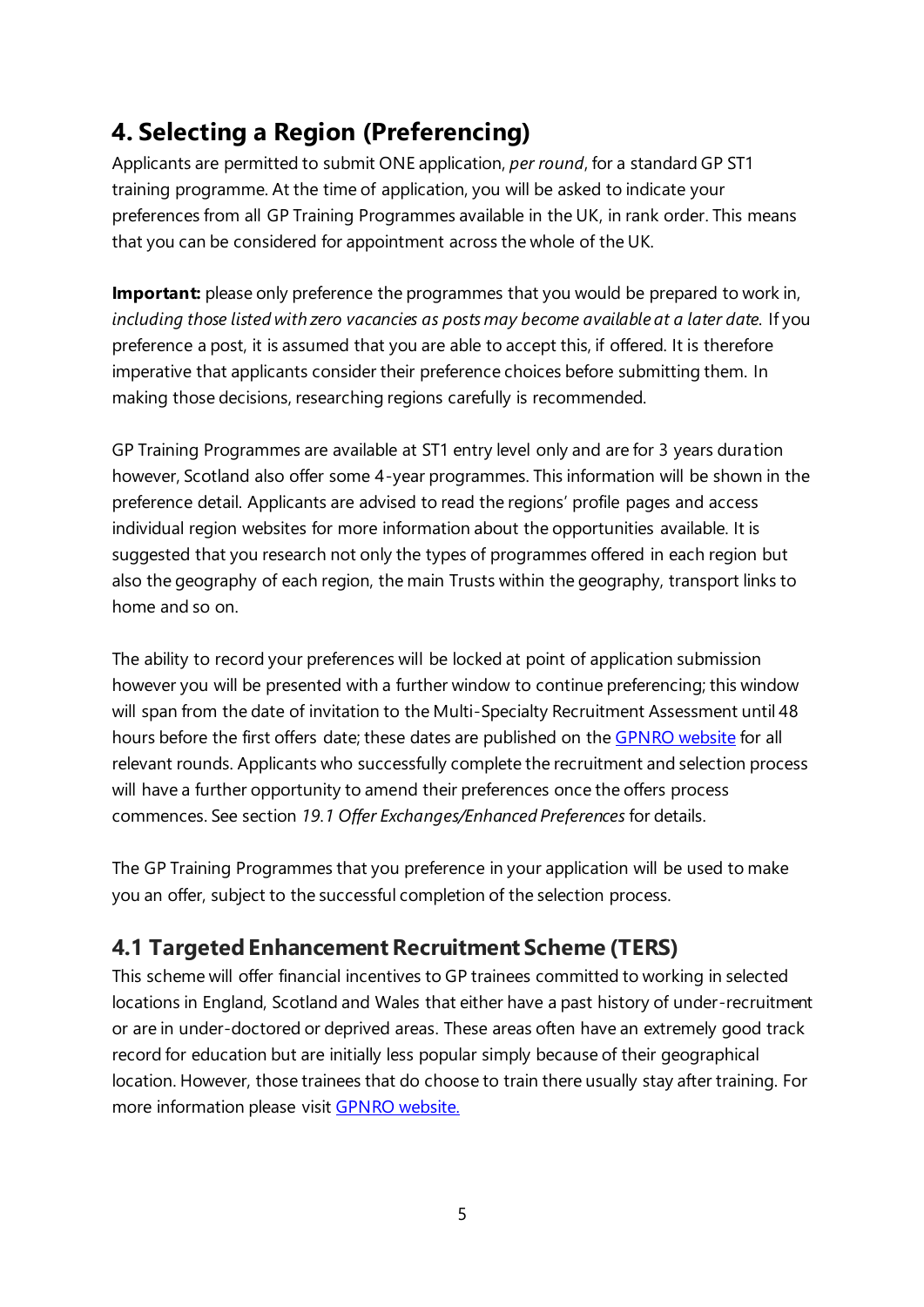## 4. Selecting a Region (Preferencing)

Applicants are permitted to submit ONE application, *per round*, for a standard GP ST1 training programme. At the time of application, you will be asked to indicate your preferences from all GP Training Programmes available in the UK, in rank order. This means that you can be considered for appointment across the whole of the UK.

**Important:** please only preference the programmes that you would be prepared to work in, *including those listed with zero vacancies as posts may become available at a later date.* If you preference a post, it is assumed that you are able to accept this, if offered. It is therefore imperative that applicants consider their preference choices before submitting them. In making those decisions, researching regions carefully is recommended.

GP Training Programmes are available at ST1 entry level only and are for 3 years duration however, Scotland also offer some 4-year programmes. This information will be shown in the preference detail. Applicants are advised to read the regions' profile pages and access individual region websites for more information about the opportunities available. It is suggested that you research not only the types of programmes offered in each region but also the geography of each region, the main Trusts within the geography, transport links to home and so on.

The ability to record your preferences will be locked at point of application submission however you will be presented with a further window to continue preferencing; this window will span from the date of invitation to the Multi-Specialty Recruitment Assessment until 48 hours before the first offers date; these dates are published on the [GPNRO website](#) for all relevant rounds. Applicants who successfully complete the recruitment and selection process will have a further opportunity to amend their preferences once the offers process commences. See section *19.1 Offer Exchanges/Enhanced Preferences* for details.

The GP Training Programmes that you preference in your application will be used to make you an offer, subject to the successful completion of the selection process.

### 4.1 Targeted Enhancement Recruitment Scheme (TERS)

This scheme will offer financial incentives to GP trainees committed to working in selected locations in England, Scotland and Wales that either have a past history of under-recruitment or are in under-doctored or deprived areas. These areas often have an extremely good track record for education but are initially less popular simply because of their geographical location. However, those trainees that do choose to train there usually stay after training. For more information please visit [GPNRO website.](#)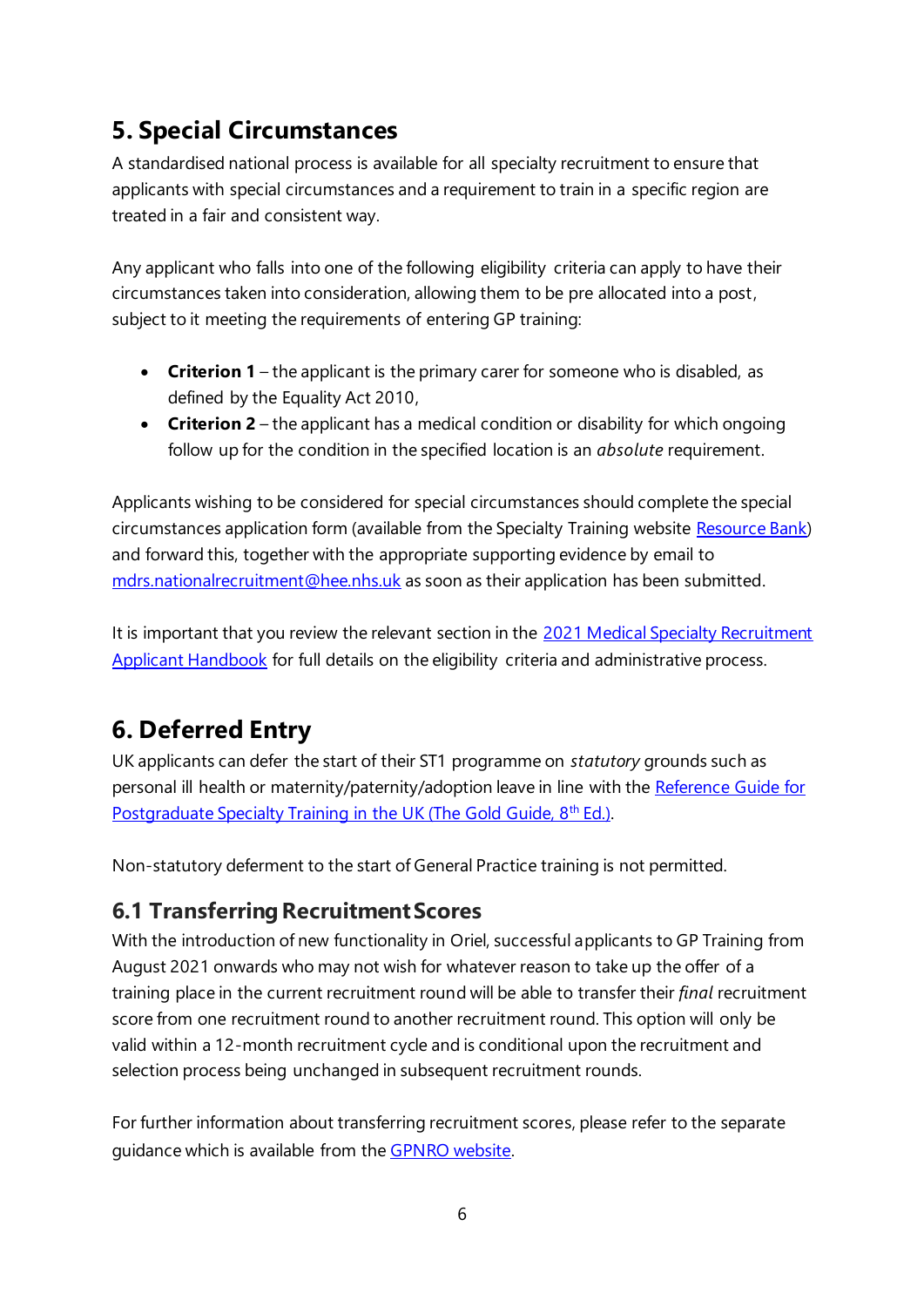## 5. Special Circumstances

A standardised national process is available for all specialty recruitment to ensure that applicants with special circumstances and a requirement to train in a specific region are treated in a fair and consistent way.

Any applicant who falls into one of the following eligibility criteria can apply to have their circumstances taken into consideration, allowing them to be pre allocated into a post, subject to it meeting the requirements of entering GP training:

- **Criterion 1** – the applicant is the primary carer for someone who is disabled, as defined by the Equality Act 2010,
- **Criterion 2** – the applicant has a medical condition or disability for which ongoing follow up for the condition in the specified location is an *absolute* requirement.

Applicants wishing to be considered for special circumstances should complete the special circumstances application form (available from the Specialty Training website Resource Bank) and forward this, together with the appropriate supporting evidence by email to mdrs.nationalrecruitment@hee.nhs.uk as soon as their application has been submitted.

It is important that you review the relevant section in the 2021 Medical Specialty Recruitment Applicant Handbook for full details on the eligibility criteria and administrative process.

## 6. Deferred Entry

UK applicants can defer the start of their ST1 programme on *statutory* grounds such as personal ill health or maternity/paternity/adoption leave in line with the Reference Guide for Postgraduate Specialty Training in the UK (The Gold Guide, 8th Ed.).

Non-statutory deferment to the start of General Practice training is not permitted.

### 6.1 Transferring Recruitment Scores

With the introduction of new functionality in Oriel, successful applicants to GP Training from August 2021 onwards who may not wish for whatever reason to take up the offer of a training place in the current recruitment round will be able to transfer their *final* recruitment score from one recruitment round to another recruitment round. This option will only be valid within a 12-month recruitment cycle and is conditional upon the recruitment and selection process being unchanged in subsequent recruitment rounds.

For further information about transferring recruitment scores, please refer to the separate guidance which is available from the GPNRO website.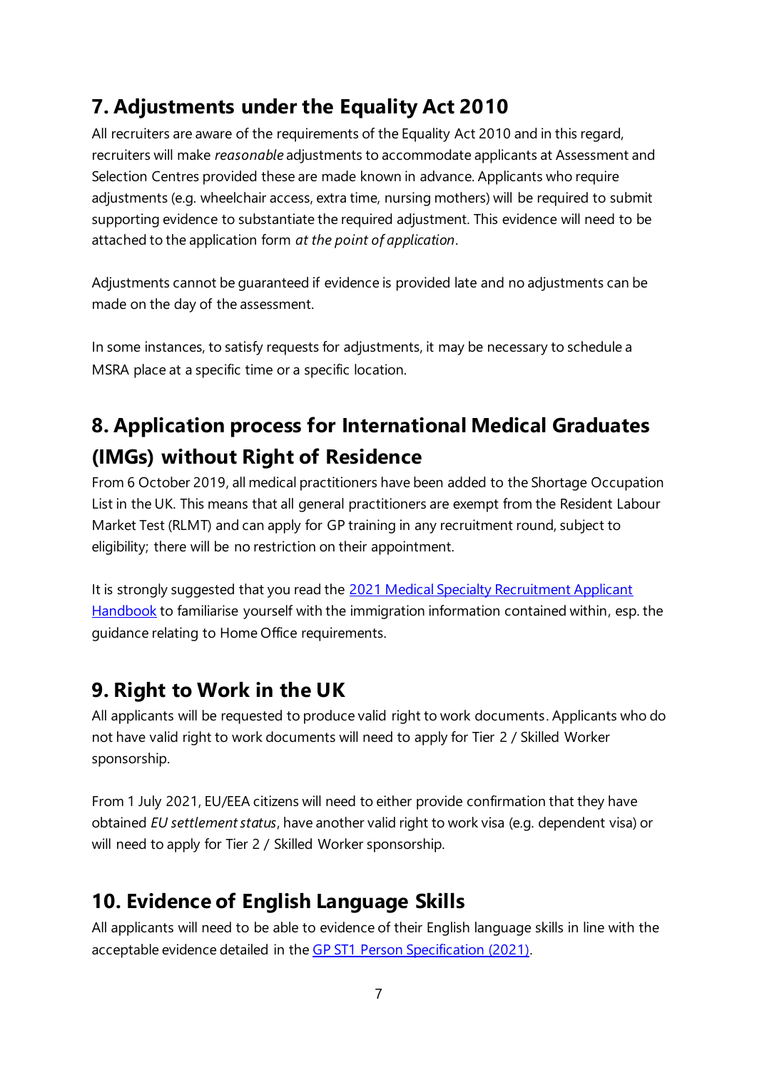## 7. Adjustments under the Equality Act 2010

All recruiters are aware of the requirements of the Equality Act 2010 and in this regard, recruiters will make *reasonable* adjustments to accommodate applicants at Assessment and Selection Centres provided these are made known in advance. Applicants who require adjustments (e.g. wheelchair access, extra time, nursing mothers) will be required to submit supporting evidence to substantiate the required adjustment. This evidence will need to be attached to the application form *at the point of application*.

Adjustments cannot be guaranteed if evidence is provided late and no adjustments can be made on the day of the assessment.

In some instances, to satisfy requests for adjustments, it may be necessary to schedule a MSRA place at a specific time or a specific location.

## 8. Application process for International Medical Graduates (IMGs) without Right of Residence

From 6 October 2019, all medical practitioners have been added to the Shortage Occupation List in the UK. This means that all general practitioners are exempt from the Resident Labour Market Test (RLMT) and can apply for GP training in any recruitment round, subject to eligibility; there will be no restriction on their appointment.

It is strongly suggested that you read the [2021 Medical Specialty Recruitment Applicant Handbook]() to familiarise yourself with the immigration information contained within, esp. the guidance relating to Home Office requirements.

## 9. Right to Work in the UK

All applicants will be requested to produce valid right to work documents. Applicants who do not have valid right to work documents will need to apply for Tier 2 / Skilled Worker sponsorship.

From 1 July 2021, EU/EEA citizens will need to either provide confirmation that they have obtained *EU settlement status*, have another valid right to work visa (e.g. dependent visa) or will need to apply for Tier 2 / Skilled Worker sponsorship.

## 10. Evidence of English Language Skills

All applicants will need to be able to evidence of their English language skills in line with the acceptable evidence detailed in the [GP ST1 Person Specification (2021)]().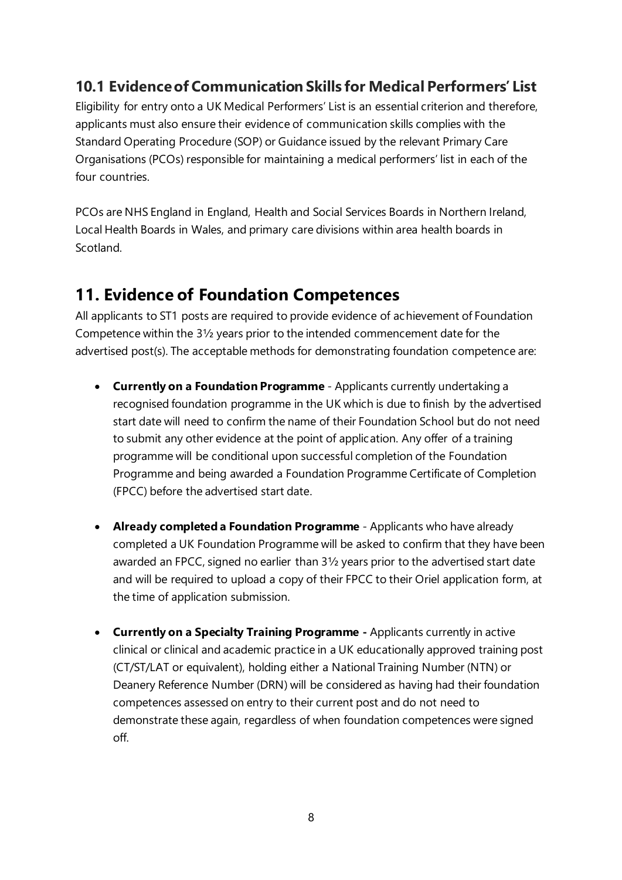### 10.1 Evidence of Communication Skills for Medical Performers' List

Eligibility for entry onto a UK Medical Performers' List is an essential criterion and therefore, applicants must also ensure their evidence of communication skills complies with the Standard Operating Procedure (SOP) or Guidance issued by the relevant Primary Care Organisations (PCOs) responsible for maintaining a medical performers' list in each of the four countries.

PCOs are NHS England in England, Health and Social Services Boards in Northern Ireland, Local Health Boards in Wales, and primary care divisions within area health boards in Scotland.

## 11. Evidence of Foundation Competences

All applicants to ST1 posts are required to provide evidence of achievement of Foundation Competence within the 3½ years prior to the intended commencement date for the advertised post(s). The acceptable methods for demonstrating foundation competence are:

- **Currently on a Foundation Programme** - Applicants currently undertaking a recognised foundation programme in the UK which is due to finish by the advertised start date will need to confirm the name of their Foundation School but do not need to submit any other evidence at the point of application. Any offer of a training programme will be conditional upon successful completion of the Foundation Programme and being awarded a Foundation Programme Certificate of Completion (FPCC) before the advertised start date.

- **Already completed a Foundation Programme** - Applicants who have already completed a UK Foundation Programme will be asked to confirm that they have been awarded an FPCC, signed no earlier than 3½ years prior to the advertised start date and will be required to upload a copy of their FPCC to their Oriel application form, at the time of application submission.

- **Currently on a Specialty Training Programme -** Applicants currently in active clinical or clinical and academic practice in a UK educationally approved training post (CT/ST/LAT or equivalent), holding either a National Training Number (NTN) or Deanery Reference Number (DRN) will be considered as having had their foundation competences assessed on entry to their current post and do not need to demonstrate these again, regardless of when foundation competences were signed off.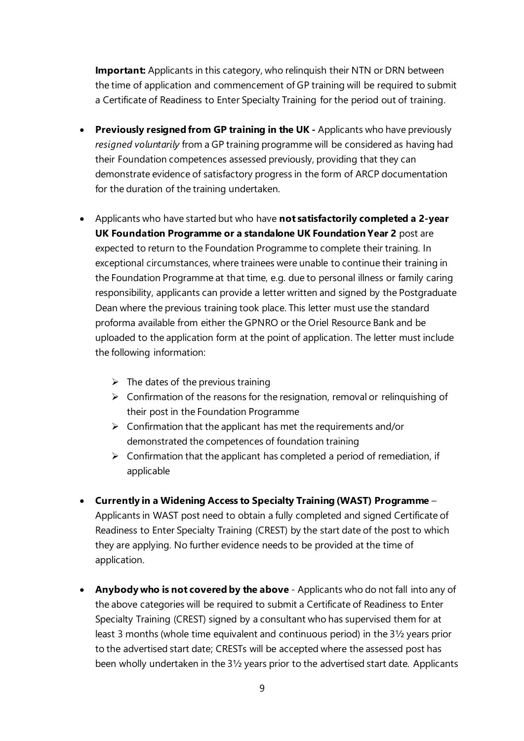**Important:** Applicants in this category, who relinquish their NTN or DRN between the time of application and commencement of GP training will be required to submit a Certificate of Readiness to Enter Specialty Training for the period out of training.

- **Previously resigned from GP training in the UK -** Applicants who have previously *resigned voluntarily* from a GP training programme will be considered as having had their Foundation competences assessed previously, providing that they can demonstrate evidence of satisfactory progress in the form of ARCP documentation for the duration of the training undertaken.

- Applicants who have started but who have **not satisfactorily completed a 2-year UK Foundation Programme or a standalone UK Foundation Year 2** post are expected to return to the Foundation Programme to complete their training. In exceptional circumstances, where trainees were unable to continue their training in the Foundation Programme at that time, e.g. due to personal illness or family caring responsibility, applicants can provide a letter written and signed by the Postgraduate Dean where the previous training took place. This letter must use the standard proforma available from either the GPNRO or the Oriel Resource Bank and be uploaded to the application form at the point of application. The letter must include the following information:

    - The dates of the previous training
    - Confirmation of the reasons for the resignation, removal or relinquishing of their post in the Foundation Programme
    - Confirmation that the applicant has met the requirements and/or demonstrated the competences of foundation training
    - Confirmation that the applicant has completed a period of remediation, if applicable

- **Currently in a Widening Access to Specialty Training (WAST) Programme** – Applicants in WAST post need to obtain a fully completed and signed Certificate of Readiness to Enter Specialty Training (CREST) by the start date of the post to which they are applying. No further evidence needs to be provided at the time of application.

- **Anybody who is not covered by the above** - Applicants who do not fall into any of the above categories will be required to submit a Certificate of Readiness to Enter Specialty Training (CREST) signed by a consultant who has supervised them for at least 3 months (whole time equivalent and continuous period) in the 3½ years prior to the advertised start date; CRESTs will be accepted where the assessed post has been wholly undertaken in the 3½ years prior to the advertised start date. Applicants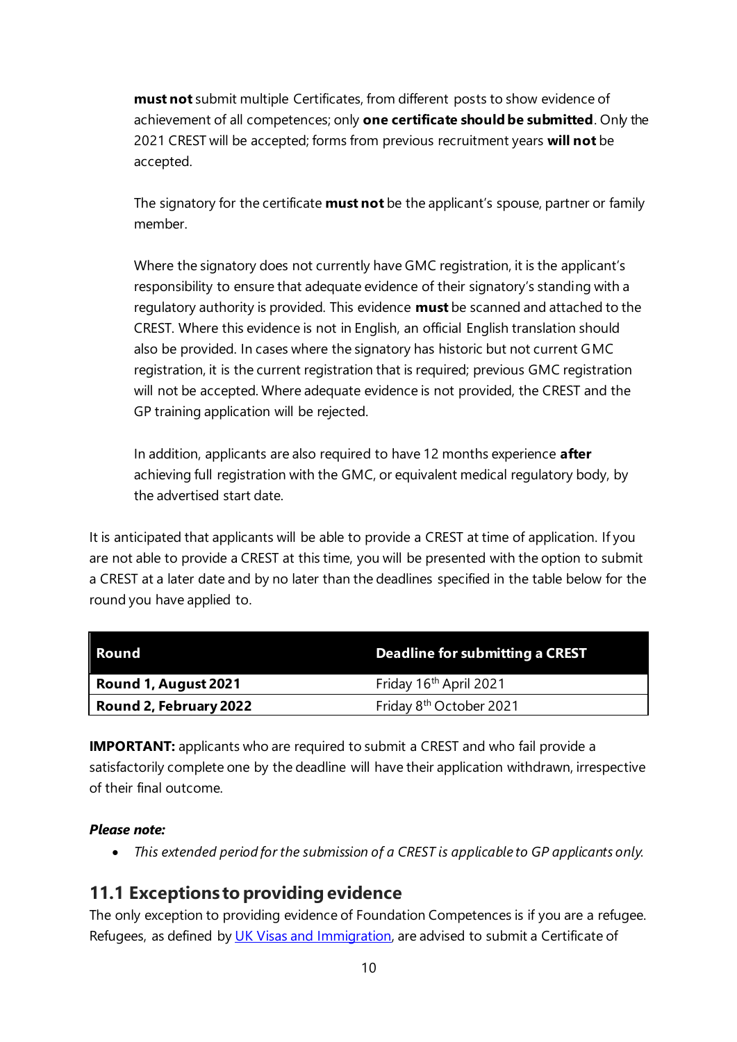**must not** submit multiple Certificates, from different posts to show evidence of achievement of all competences; only **one certificate should be submitted**. Only the 2021 CREST will be accepted; forms from previous recruitment years **will not** be accepted.

The signatory for the certificate **must not** be the applicant's spouse, partner or family member.

Where the signatory does not currently have GMC registration, it is the applicant's responsibility to ensure that adequate evidence of their signatory's standing with a regulatory authority is provided. This evidence **must** be scanned and attached to the CREST. Where this evidence is not in English, an official English translation should also be provided. In cases where the signatory has historic but not current GMC registration, it is the current registration that is required; previous GMC registration will not be accepted. Where adequate evidence is not provided, the CREST and the GP training application will be rejected.

In addition, applicants are also required to have 12 months experience **after** achieving full registration with the GMC, or equivalent medical regulatory body, by the advertised start date.

It is anticipated that applicants will be able to provide a CREST at time of application. If you are not able to provide a CREST at this time, you will be presented with the option to submit a CREST at a later date and by no later than the deadlines specified in the table below for the round you have applied to.

| Round | Deadline for submitting a CREST |
|---|---|
| **Round 1, August 2021** | Friday 16th April 2021 |
| **Round 2, February 2022** | Friday 8th October 2021 |

**IMPORTANT:** applicants who are required to submit a CREST and who fail provide a satisfactorily complete one by the deadline will have their application withdrawn, irrespective of their final outcome.

***Please note:***

- *This extended period for the submission of a CREST is applicable to GP applicants only.*

## 11.1 Exceptions to providing evidence

The only exception to providing evidence of Foundation Competences is if you are a refugee. Refugees, as defined by [UK Visas and Immigration], are advised to submit a Certificate of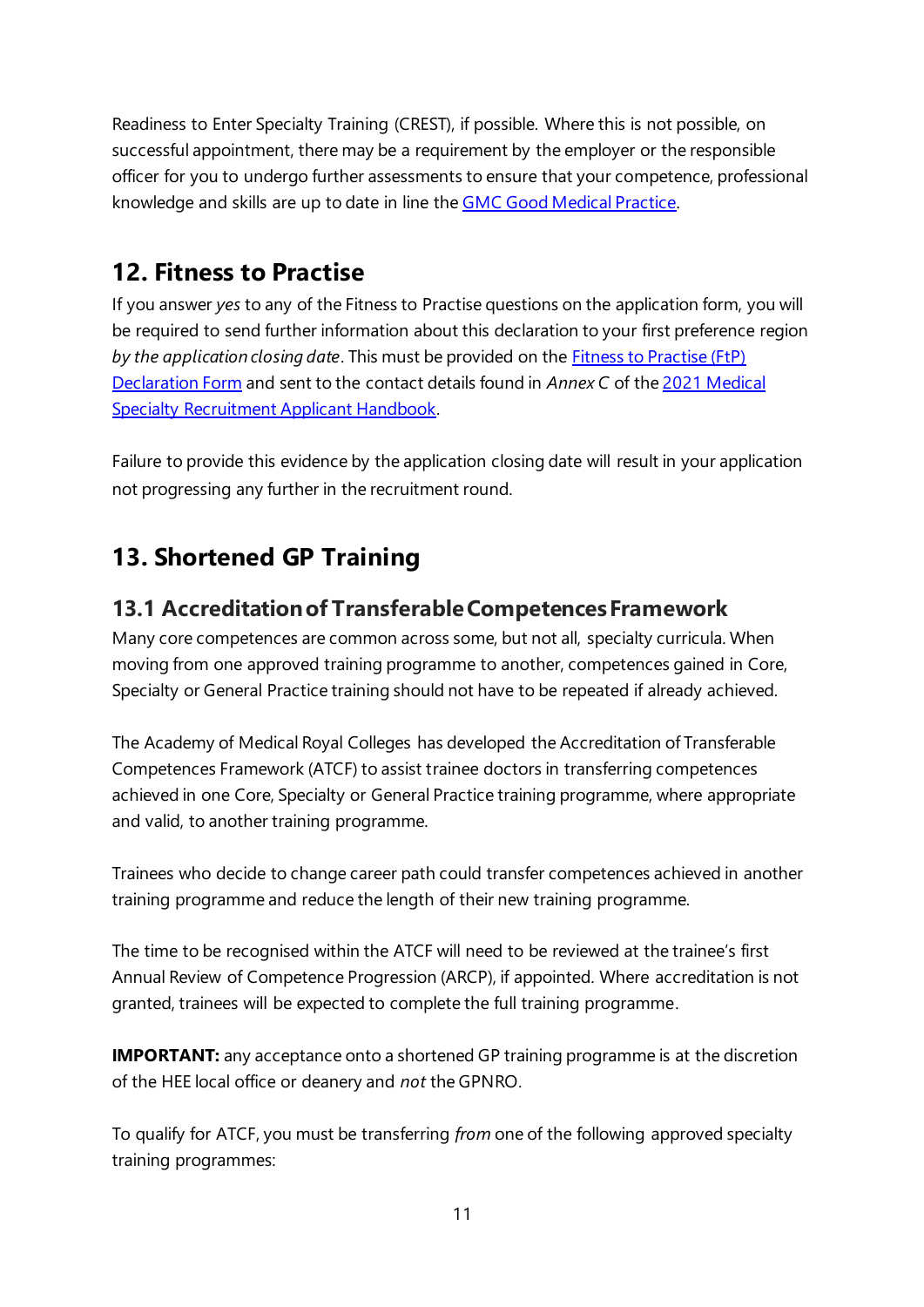Readiness to Enter Specialty Training (CREST), if possible. Where this is not possible, on successful appointment, there may be a requirement by the employer or the responsible officer for you to undergo further assessments to ensure that your competence, professional knowledge and skills are up to date in line the [GMC Good Medical Practice](#).

## 12. Fitness to Practise

If you answer *yes* to any of the Fitness to Practise questions on the application form, you will be required to send further information about this declaration to your first preference region *by the application closing date*. This must be provided on the [Fitness to Practise (FtP) Declaration Form](#) and sent to the contact details found in *Annex C* of the [2021 Medical Specialty Recruitment Applicant Handbook](#).

Failure to provide this evidence by the application closing date will result in your application not progressing any further in the recruitment round.

## 13. Shortened GP Training

### 13.1 Accreditation of Transferable Competences Framework

Many core competences are common across some, but not all, specialty curricula. When moving from one approved training programme to another, competences gained in Core, Specialty or General Practice training should not have to be repeated if already achieved.

The Academy of Medical Royal Colleges has developed the Accreditation of Transferable Competences Framework (ATCF) to assist trainee doctors in transferring competences achieved in one Core, Specialty or General Practice training programme, where appropriate and valid, to another training programme.

Trainees who decide to change career path could transfer competences achieved in another training programme and reduce the length of their new training programme.

The time to be recognised within the ATCF will need to be reviewed at the trainee's first Annual Review of Competence Progression (ARCP), if appointed. Where accreditation is not granted, trainees will be expected to complete the full training programme.

**IMPORTANT:** any acceptance onto a shortened GP training programme is at the discretion of the HEE local office or deanery and *not* the GPNRO.

To qualify for ATCF, you must be transferring *from* one of the following approved specialty training programmes: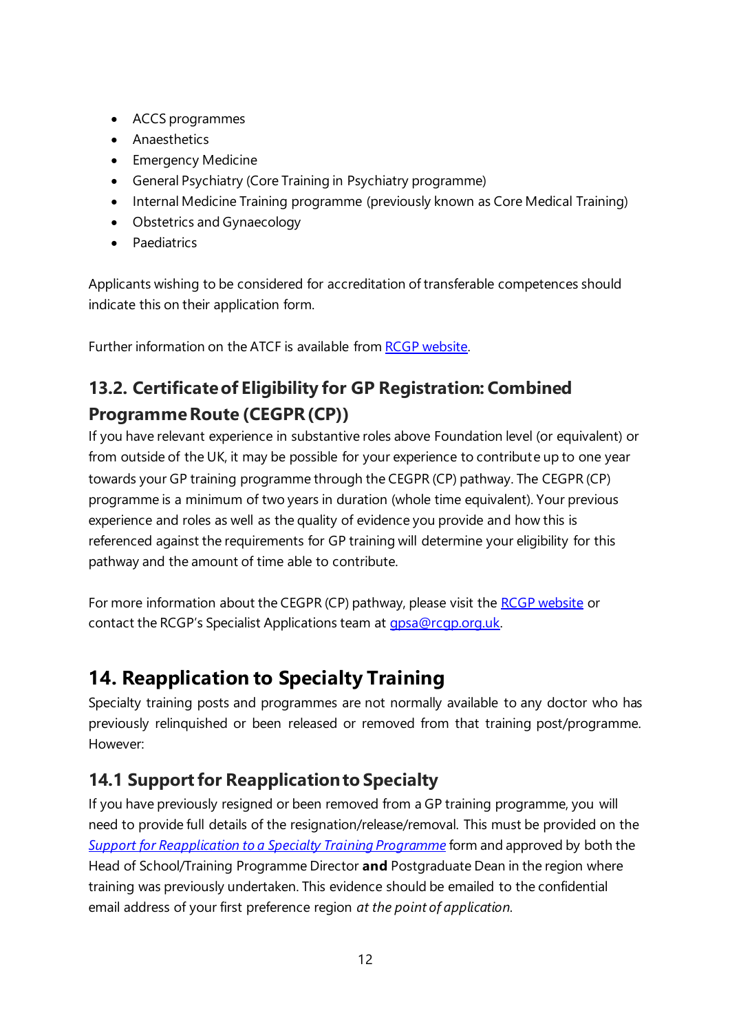- ACCS programmes
- Anaesthetics
- Emergency Medicine
- General Psychiatry (Core Training in Psychiatry programme)
- Internal Medicine Training programme (previously known as Core Medical Training)
- Obstetrics and Gynaecology
- Paediatrics

Applicants wishing to be considered for accreditation of transferable competences should indicate this on their application form.

Further information on the ATCF is available from [RCGP website](RCGP website).

### 13.2. Certificate of Eligibility for GP Registration: Combined Programme Route (CEGPR (CP))

If you have relevant experience in substantive roles above Foundation level (or equivalent) or from outside of the UK, it may be possible for your experience to contribute up to one year towards your GP training programme through the CEGPR (CP) pathway. The CEGPR (CP) programme is a minimum of two years in duration (whole time equivalent). Your previous experience and roles as well as the quality of evidence you provide and how this is referenced against the requirements for GP training will determine your eligibility for this pathway and the amount of time able to contribute.

For more information about the CEGPR (CP) pathway, please visit the RCGP website or contact the RCGP's Specialist Applications team at gpsa@rcgp.org.uk.

## 14. Reapplication to Specialty Training

Specialty training posts and programmes are not normally available to any doctor who has previously relinquished or been released or removed from that training post/programme. However:

### 14.1 Support for Reapplication to Specialty

If you have previously resigned or been removed from a GP training programme, you will need to provide full details of the resignation/release/removal. This must be provided on the *Support for Reapplication to a Specialty Training Programme* form and approved by both the Head of School/Training Programme Director **and** Postgraduate Dean in the region where training was previously undertaken. This evidence should be emailed to the confidential email address of your first preference region *at the point of application*.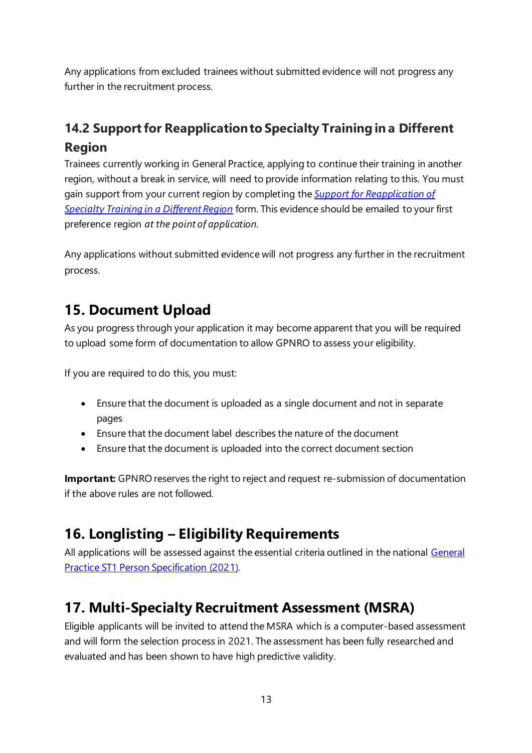Any applications from excluded trainees without submitted evidence will not progress any further in the recruitment process.

### 14.2 Support for Reapplication to Specialty Training in a Different Region

Trainees currently working in General Practice, applying to continue their training in another region, without a break in service, will need to provide information relating to this. You must gain support from your current region by completing the *Support for Reapplication of Specialty Training in a Different Region* form. This evidence should be emailed to your first preference region *at the point of application.*

Any applications without submitted evidence will not progress any further in the recruitment process.

## 15. Document Upload

As you progress through your application it may become apparent that you will be required to upload some form of documentation to allow GPNRO to assess your eligibility.

If you are required to do this, you must:

- Ensure that the document is uploaded as a single document and not in separate pages
- Ensure that the document label describes the nature of the document
- Ensure that the document is uploaded into the correct document section

**Important:** GPNRO reserves the right to reject and request re-submission of documentation if the above rules are not followed.

## 16. Longlisting – Eligibility Requirements

All applications will be assessed against the essential criteria outlined in the national General Practice ST1 Person Specification (2021).

## 17. Multi-Specialty Recruitment Assessment (MSRA)

Eligible applicants will be invited to attend the MSRA which is a computer-based assessment and will form the selection process in 2021. The assessment has been fully researched and evaluated and has been shown to have high predictive validity.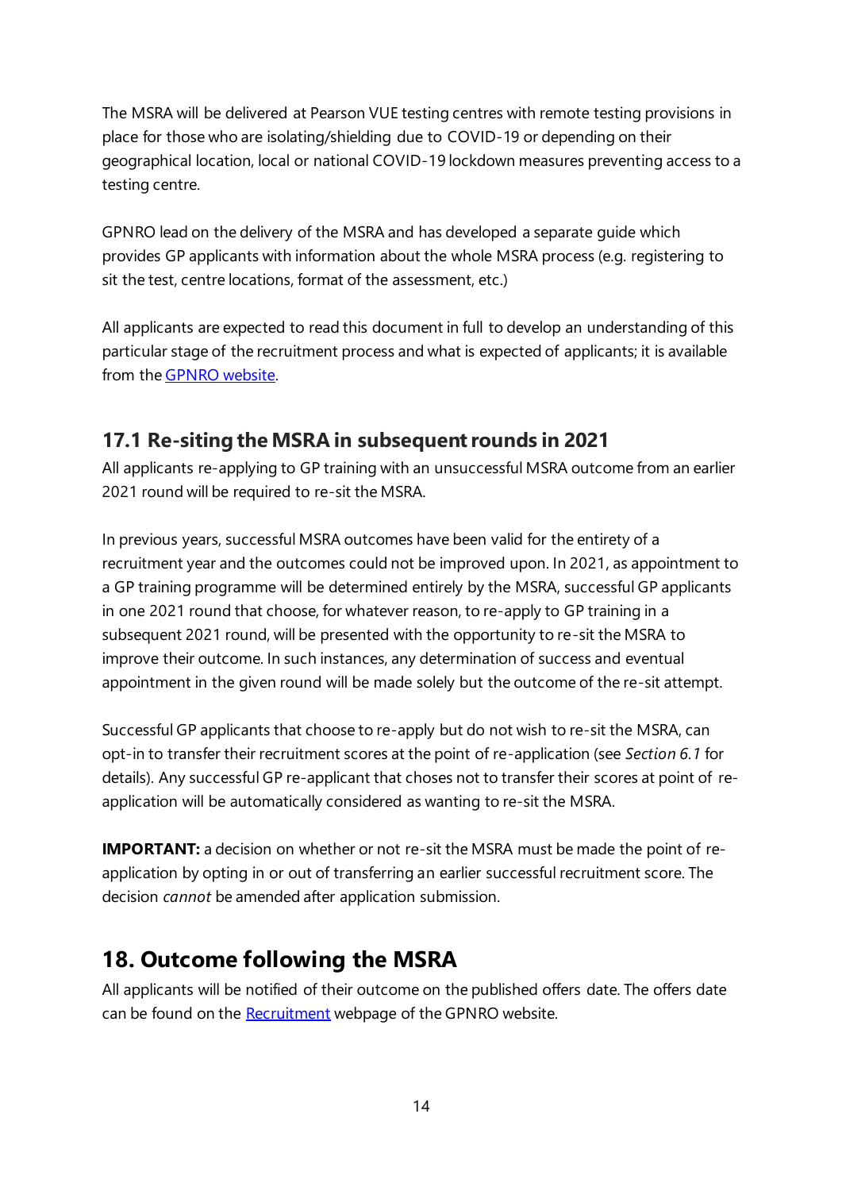The MSRA will be delivered at Pearson VUE testing centres with remote testing provisions in place for those who are isolating/shielding due to COVID-19 or depending on their geographical location, local or national COVID-19 lockdown measures preventing access to a testing centre.

GPNRO lead on the delivery of the MSRA and has developed a separate guide which provides GP applicants with information about the whole MSRA process (e.g. registering to sit the test, centre locations, format of the assessment, etc.)

All applicants are expected to read this document in full to develop an understanding of this particular stage of the recruitment process and what is expected of applicants; it is available from the [GPNRO website](https://gprecruitment.hee.nhs.uk/).

## 17.1 Re-siting the MSRA in subsequent rounds in 2021

All applicants re-applying to GP training with an unsuccessful MSRA outcome from an earlier 2021 round will be required to re-sit the MSRA.

In previous years, successful MSRA outcomes have been valid for the entirety of a recruitment year and the outcomes could not be improved upon. In 2021, as appointment to a GP training programme will be determined entirely by the MSRA, successful GP applicants in one 2021 round that choose, for whatever reason, to re-apply to GP training in a subsequent 2021 round, will be presented with the opportunity to re-sit the MSRA to improve their outcome. In such instances, any determination of success and eventual appointment in the given round will be made solely but the outcome of the re-sit attempt.

Successful GP applicants that choose to re-apply but do not wish to re-sit the MSRA, can opt-in to transfer their recruitment scores at the point of re-application (see *Section 6.1* for details). Any successful GP re-applicant that choses not to transfer their scores at point of re-application will be automatically considered as wanting to re-sit the MSRA.

**IMPORTANT:** a decision on whether or not re-sit the MSRA must be made the point of re-application by opting in or out of transferring an earlier successful recruitment score. The decision *cannot* be amended after application submission.

# 18. Outcome following the MSRA

All applicants will be notified of their outcome on the published offers date. The offers date can be found on the [Recruitment](https://gprecruitment.hee.nhs.uk/) webpage of the GPNRO website.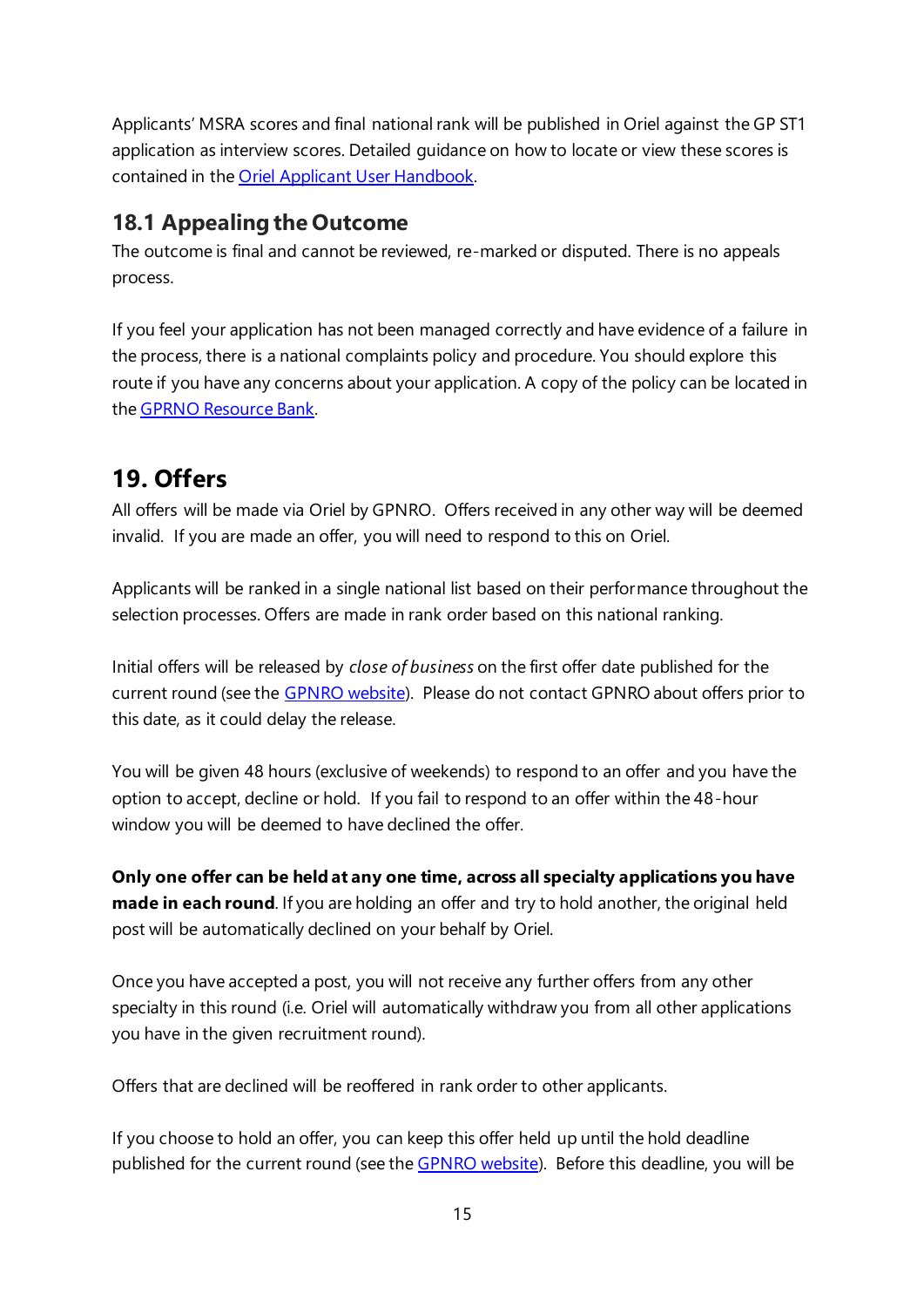Applicants' MSRA scores and final national rank will be published in Oriel against the GP ST1 application as interview scores. Detailed guidance on how to locate or view these scores is contained in the [Oriel Applicant User Handbook](#).

### 18.1 Appealing the Outcome

The outcome is final and cannot be reviewed, re-marked or disputed. There is no appeals process.

If you feel your application has not been managed correctly and have evidence of a failure in the process, there is a national complaints policy and procedure. You should explore this route if you have any concerns about your application. A copy of the policy can be located in the [GPRNO Resource Bank](#).

## 19. Offers

All offers will be made via Oriel by GPNRO. Offers received in any other way will be deemed invalid. If you are made an offer, you will need to respond to this on Oriel.

Applicants will be ranked in a single national list based on their performance throughout the selection processes. Offers are made in rank order based on this national ranking.

Initial offers will be released by *close of business* on the first offer date published for the current round (see the [GPNRO website](#)). Please do not contact GPNRO about offers prior to this date, as it could delay the release.

You will be given 48 hours (exclusive of weekends) to respond to an offer and you have the option to accept, decline or hold. If you fail to respond to an offer within the 48-hour window you will be deemed to have declined the offer.

**Only one offer can be held at any one time, across all specialty applications you have made in each round**. If you are holding an offer and try to hold another, the original held post will be automatically declined on your behalf by Oriel.

Once you have accepted a post, you will not receive any further offers from any other specialty in this round (i.e. Oriel will automatically withdraw you from all other applications you have in the given recruitment round).

Offers that are declined will be reoffered in rank order to other applicants.

If you choose to hold an offer, you can keep this offer held up until the hold deadline published for the current round (see the [GPNRO website](#)). Before this deadline, you will be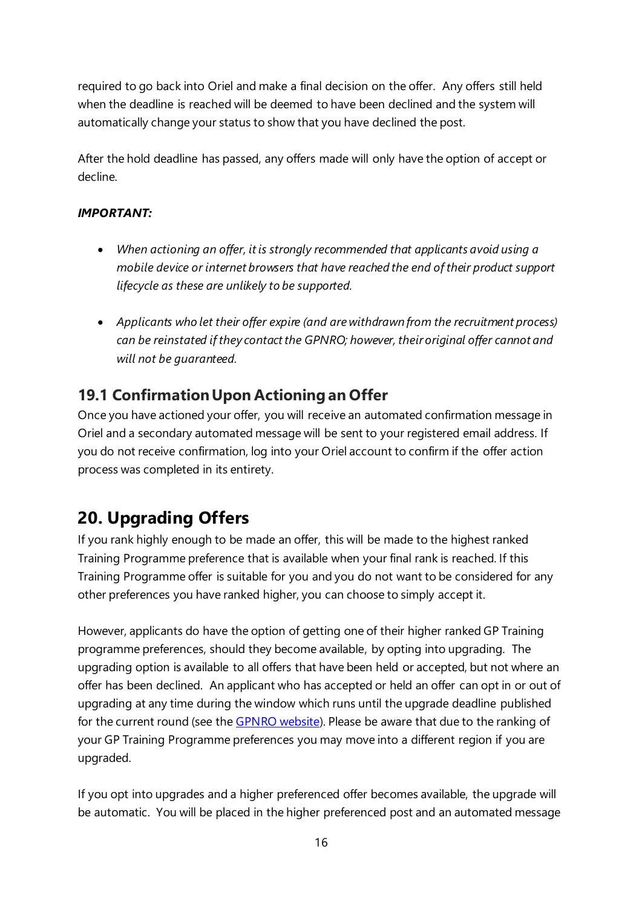required to go back into Oriel and make a final decision on the offer. Any offers still held when the deadline is reached will be deemed to have been declined and the system will automatically change your status to show that you have declined the post.

After the hold deadline has passed, any offers made will only have the option of accept or decline.

***IMPORTANT:***

- *When actioning an offer, it is strongly recommended that applicants avoid using a mobile device or internet browsers that have reached the end of their product support lifecycle as these are unlikely to be supported.*

- *Applicants who let their offer expire (and are withdrawn from the recruitment process) can be reinstated if they contact the GPNRO; however, their original offer cannot and will not be guaranteed.*

## 19.1 Confirmation Upon Actioning an Offer

Once you have actioned your offer, you will receive an automated confirmation message in Oriel and a secondary automated message will be sent to your registered email address. If you do not receive confirmation, log into your Oriel account to confirm if the offer action process was completed in its entirety.

# 20. Upgrading Offers

If you rank highly enough to be made an offer, this will be made to the highest ranked Training Programme preference that is available when your final rank is reached. If this Training Programme offer is suitable for you and you do not want to be considered for any other preferences you have ranked higher, you can choose to simply accept it.

However, applicants do have the option of getting one of their higher ranked GP Training programme preferences, should they become available, by opting into upgrading. The upgrading option is available to all offers that have been held or accepted, but not where an offer has been declined. An applicant who has accepted or held an offer can opt in or out of upgrading at any time during the window which runs until the upgrade deadline published for the current round (see the [GPNRO website](GPNRO website)). Please be aware that due to the ranking of your GP Training Programme preferences you may move into a different region if you are upgraded.

If you opt into upgrades and a higher preferenced offer becomes available, the upgrade will be automatic. You will be placed in the higher preferenced post and an automated message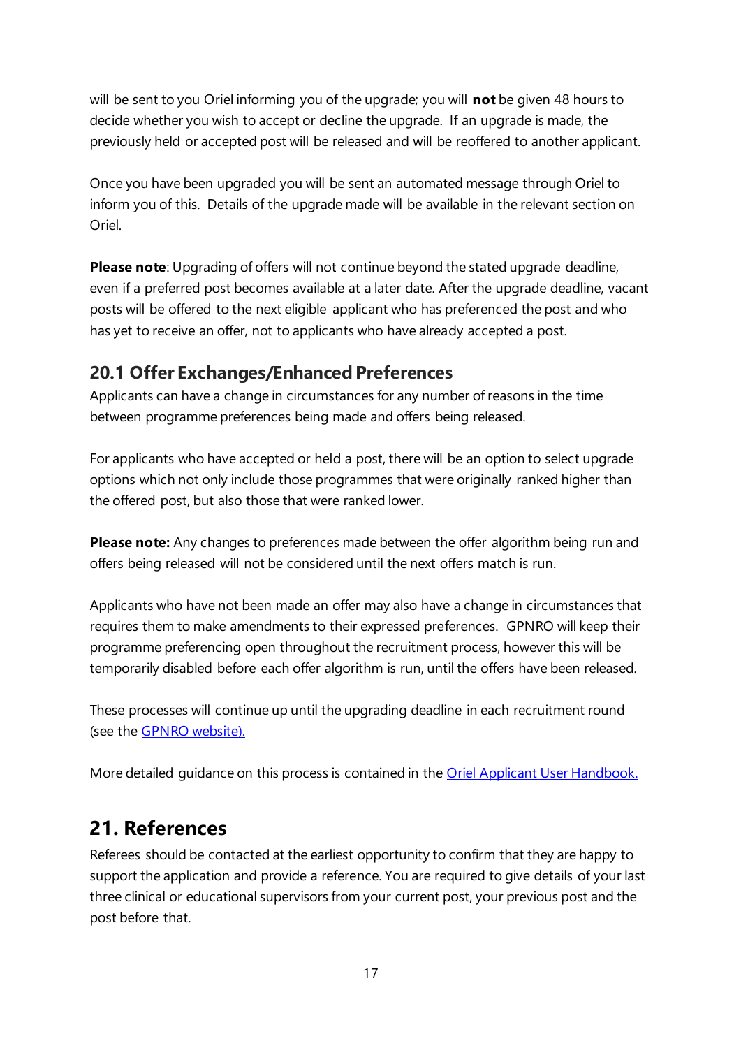will be sent to you Oriel informing you of the upgrade; you will **not** be given 48 hours to decide whether you wish to accept or decline the upgrade. If an upgrade is made, the previously held or accepted post will be released and will be reoffered to another applicant.

Once you have been upgraded you will be sent an automated message through Oriel to inform you of this. Details of the upgrade made will be available in the relevant section on Oriel.

**Please note**: Upgrading of offers will not continue beyond the stated upgrade deadline, even if a preferred post becomes available at a later date. After the upgrade deadline, vacant posts will be offered to the next eligible applicant who has preferenced the post and who has yet to receive an offer, not to applicants who have already accepted a post.

## 20.1 Offer Exchanges/Enhanced Preferences

Applicants can have a change in circumstances for any number of reasons in the time between programme preferences being made and offers being released.

For applicants who have accepted or held a post, there will be an option to select upgrade options which not only include those programmes that were originally ranked higher than the offered post, but also those that were ranked lower.

**Please note:** Any changes to preferences made between the offer algorithm being run and offers being released will not be considered until the next offers match is run.

Applicants who have not been made an offer may also have a change in circumstances that requires them to make amendments to their expressed preferences. GPNRO will keep their programme preferencing open throughout the recruitment process, however this will be temporarily disabled before each offer algorithm is run, until the offers have been released.

These processes will continue up until the upgrading deadline in each recruitment round (see the [GPNRO website).]()

More detailed guidance on this process is contained in the [Oriel Applicant User Handbook.]()

# 21. References

Referees should be contacted at the earliest opportunity to confirm that they are happy to support the application and provide a reference. You are required to give details of your last three clinical or educational supervisors from your current post, your previous post and the post before that.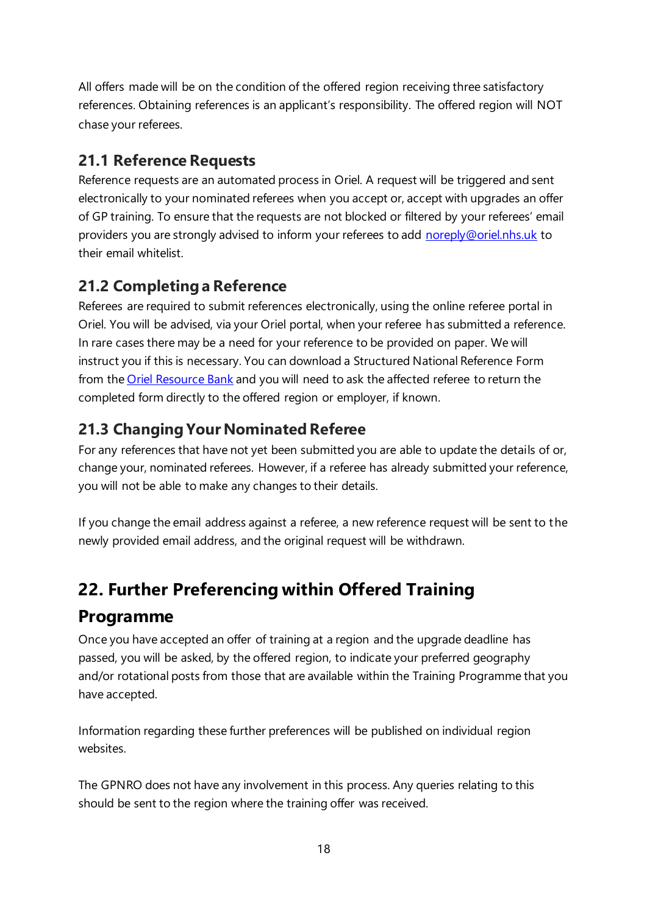All offers made will be on the condition of the offered region receiving three satisfactory references. Obtaining references is an applicant's responsibility. The offered region will NOT chase your referees.

### 21.1 Reference Requests

Reference requests are an automated process in Oriel. A request will be triggered and sent electronically to your nominated referees when you accept or, accept with upgrades an offer of GP training. To ensure that the requests are not blocked or filtered by your referees' email providers you are strongly advised to inform your referees to add [noreply@oriel.nhs.uk](mailto:noreply@oriel.nhs.uk) to their email whitelist.

### 21.2 Completing a Reference

Referees are required to submit references electronically, using the online referee portal in Oriel. You will be advised, via your Oriel portal, when your referee has submitted a reference. In rare cases there may be a need for your reference to be provided on paper. We will instruct you if this is necessary. You can download a Structured National Reference Form from the Oriel Resource Bank and you will need to ask the affected referee to return the completed form directly to the offered region or employer, if known.

### 21.3 Changing Your Nominated Referee

For any references that have not yet been submitted you are able to update the details of or, change your, nominated referees. However, if a referee has already submitted your reference, you will not be able to make any changes to their details.

If you change the email address against a referee, a new reference request will be sent to the newly provided email address, and the original request will be withdrawn.

## 22. Further Preferencing within Offered Training Programme

Once you have accepted an offer of training at a region and the upgrade deadline has passed, you will be asked, by the offered region, to indicate your preferred geography and/or rotational posts from those that are available within the Training Programme that you have accepted.

Information regarding these further preferences will be published on individual region websites.

The GPNRO does not have any involvement in this process. Any queries relating to this should be sent to the region where the training offer was received.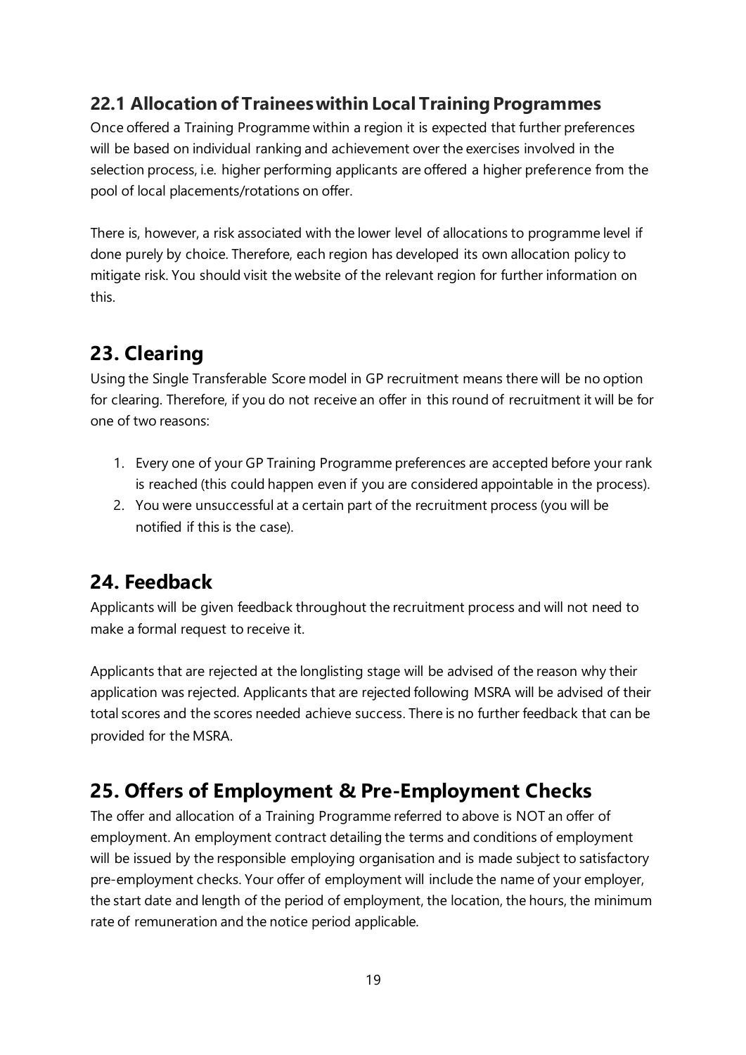### 22.1 Allocation of Trainees within Local Training Programmes

Once offered a Training Programme within a region it is expected that further preferences will be based on individual ranking and achievement over the exercises involved in the selection process, i.e. higher performing applicants are offered a higher preference from the pool of local placements/rotations on offer.

There is, however, a risk associated with the lower level of allocations to programme level if done purely by choice. Therefore, each region has developed its own allocation policy to mitigate risk. You should visit the website of the relevant region for further information on this.

## 23. Clearing

Using the Single Transferable Score model in GP recruitment means there will be no option for clearing. Therefore, if you do not receive an offer in this round of recruitment it will be for one of two reasons:

1. Every one of your GP Training Programme preferences are accepted before your rank is reached (this could happen even if you are considered appointable in the process).
2. You were unsuccessful at a certain part of the recruitment process (you will be notified if this is the case).

## 24. Feedback

Applicants will be given feedback throughout the recruitment process and will not need to make a formal request to receive it.

Applicants that are rejected at the longlisting stage will be advised of the reason why their application was rejected. Applicants that are rejected following MSRA will be advised of their total scores and the scores needed achieve success. There is no further feedback that can be provided for the MSRA.

## 25. Offers of Employment & Pre-Employment Checks

The offer and allocation of a Training Programme referred to above is NOT an offer of employment. An employment contract detailing the terms and conditions of employment will be issued by the responsible employing organisation and is made subject to satisfactory pre-employment checks. Your offer of employment will include the name of your employer, the start date and length of the period of employment, the location, the hours, the minimum rate of remuneration and the notice period applicable.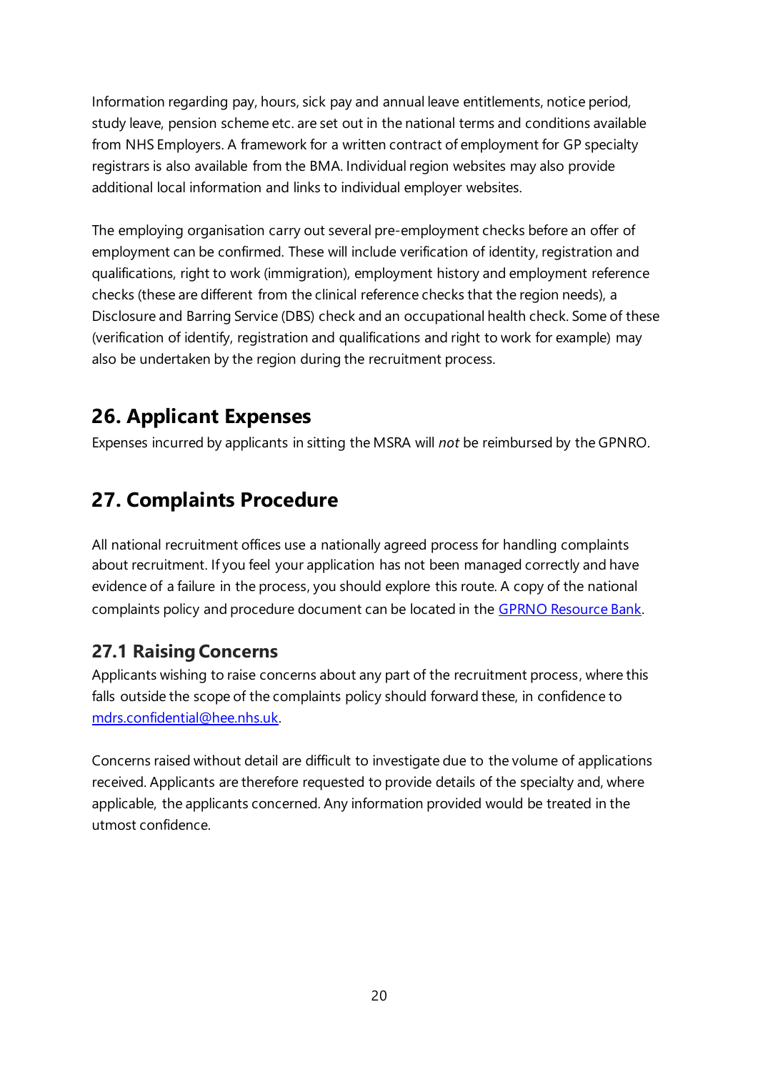Information regarding pay, hours, sick pay and annual leave entitlements, notice period, study leave, pension scheme etc. are set out in the national terms and conditions available from NHS Employers. A framework for a written contract of employment for GP specialty registrars is also available from the BMA. Individual region websites may also provide additional local information and links to individual employer websites.

The employing organisation carry out several pre-employment checks before an offer of employment can be confirmed. These will include verification of identity, registration and qualifications, right to work (immigration), employment history and employment reference checks (these are different from the clinical reference checks that the region needs), a Disclosure and Barring Service (DBS) check and an occupational health check. Some of these (verification of identify, registration and qualifications and right to work for example) may also be undertaken by the region during the recruitment process.

## 26. Applicant Expenses

Expenses incurred by applicants in sitting the MSRA will *not* be reimbursed by the GPNRO.

## 27. Complaints Procedure

All national recruitment offices use a nationally agreed process for handling complaints about recruitment. If you feel your application has not been managed correctly and have evidence of a failure in the process, you should explore this route. A copy of the national complaints policy and procedure document can be located in the [GPRNO Resource Bank](GPRNO Resource Bank).

### 27.1 Raising Concerns

Applicants wishing to raise concerns about any part of the recruitment process, where this falls outside the scope of the complaints policy should forward these, in confidence to [mdrs.confidential@hee.nhs.uk](mailto:mdrs.confidential@hee.nhs.uk).

Concerns raised without detail are difficult to investigate due to the volume of applications received. Applicants are therefore requested to provide details of the specialty and, where applicable, the applicants concerned. Any information provided would be treated in the utmost confidence.